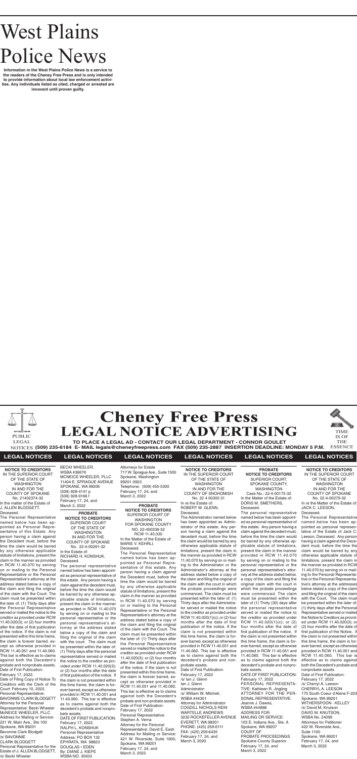# West Plains Police News

**Information in the West Plains Police News is a service to the readers of the Cheney Free Press and is only intended to provide information about local law enforcement activities. Any individuals listed as cited, charged or arrested are innocent until proven guilty.**

## Cheney Free Press LEGAL NOTICE ADVERTISING

PUBLIC LEGAL NOTICES

TIME IS OF THE ESSENCE

**TO PLACE A LEGAL AD - CONTACT OUR LEGAL DEPARTMENT - CONNOR GOULET**
**(509) 235-6184 E- MAIL legals@cheneyfreepress.com FAX (509) 235-2887 INSERTION DEADLINE: MONDAY 5 P.M.**

### LEGAL NOTICES

**NOTICE TO CREDITORS**
IN THE SUPERIOR COURT OF THE STATE OF WASHINGTON IN AND FOR THE COUNTY OF SPOKANE
No. 21402374-32
In the matter of the Estate of J. ALLEN BLODGETT, Deceased.
The Personal Representative named below has been appointed as Personal Representative of this Estate. Any person having a claim against the Decedent must, before the time the claim would be barred by any otherwise applicable statute of limitations, present the claim in the manner as provided in RCW 11.40.070 by serving on or mailing to the Personal Representative or the Personal Representative's attorney at the address stated below a copy of the claim and filing the original of the claim with the Court. The claim must be presented within the later of: (1) Thirty days after the Personal Representative served or mailed the notice to the creditor as provided under RCW 11.40.020(3); or (2) four months after the date of first publication of the notice. If the claim is not presented within this time frame, the claim is forever barred, except as otherwise provided in RCW 11.40.051 and 11.40.060. This bar is effective as to claims against both the Decedent's probate and nonprobate assets.
Date of First Publication: February 17, 2022.
Date of Filing Copy of Notice To Creditors with the Clerk of the Court: February 10, 2022.
Personal Representative: BAVONNIE CLARK BLODGETT
Attorney for the Personal Representative: Becki Wheeler
McNEICE WHEELER, PLLC
Address for Mailing or Service: 221 W. Main Ave., Ste 100 Spokane, WA 99201
Bavonnie Clark Blodgett
/s/ BAVONNIE CLARK BLODGETT
Personal Representative for the Estate of J. ALLEN BLODGETT,
/s/ Becki Wheeler
BECKI WHEELER, WSBA #36676
MCNEICE WHEELER, PLLC
11404 E. SPRAGUE AVENUE
SPOKANE, WA 99206
(509) 928-4141 p
(509) 928-9166 f
February 17, 24, and March 3, 2022

**PROBATE NOTICE TO CREDITORS**
SUPERIOR COURT OF THE STATE OF WASHINGTON IN AND FOR THE COUNTY OF SPOKANE
No. 22-2-00291-32
In the Estate of: RICHARD H. KONSHUK, Deceased.
The personal representative named below has been appointed as personal representative of this estate. Any person having a claim against the decedent must, before the time the claim would be barred by any otherwise applicable statute of limitations, present the claim in the manner as provided in RCW 11.40.070 by serving on or mailing to the personal representative or the personal representative's attorney at the address stated below a copy of the claim and filing the original of the claim with the court. The claim must be presented within the later of: (1) Thirty days after the personal representative served or mailed the notice to the creditor as provided under RCW 11.40.020(3); or (2) four months after the date of first publication of the notice. If the claim is not presented within this time frame, the claim is forever barred, except as otherwise provided in RCW 11.40.051 and 11.40.060. This bar is effective as to claims against both the decedent's probate and nonprobate assets.
DATE OF FIRST PUBLICATION: February 17, 2022.
RALPH L. KONSHUK
Personal Representative
Address: PO BOX 132
EPHRATA, WA 98823
DOUGLAS • EDEN
By: DIANE J. KIEPE
WSBA NO. 35933
Attorneys for Estate
717 W. Sprague Ave., Suite 1500
Spokane, Washington 99201-3923
Telephone: (509) 455-5300
February 17, 24, and March 3, 2022

**PROBATE NOTICE TO CREDITORS**
SUPERIOR COURT OF WASHINGTON FOR SPOKANE COUNTY
NO. 22-400338-32
RCW 11.40.030
In the Matter of the Estate of: MARIE V. KEHRLI, Deceased.
The Personal Representative named below has been appointed as Personal Representative of this estate. Any person having a claim against the Decedent must, before the time the claim would be barred by any otherwise applicable statute of limitations, present the claim in the manner as provided in RCW 11.40.070 by serving on or mailing to the Personal Representative or the Personal Representative's attorney at the address stated below a copy of the claim and filing the original of the claim with the Court. The claim must be presented within the later of: (1) Thirty days after the Personal Representative served or mailed the notice to the creditor as provided under RCW 11.40.020(3); or (2) four months after the date of first publication of the notice. If the claim is not presented within this time frame, the claim is forever barred, except as otherwise provided in RCW 11.40.051 and 11.40.060. This bar is effective as to claims against both the Decedent's probate and non-probate assets.
Date of First Publication: February 17, 2022
Personal Representative: Stephen A. Verna
Attorney for the Personal Representative: David E. Eash
Address for Mailing or Service: 421 W. Riverside, Suite 1600, Spokane, WA 99201
February 17, 24, and March 3, 2022

**NOTICE TO CREDITORS**
IN THE SUPERIOR COURT OF THE STATE OF WASHINGTON IN AND FOR THE COUNTY OF SNOHOMISH
No. 22 4 00300 31
In re the Estate of: ROBERT W. GLENN, Deceased.
The Administrator named below has been appointed as Administrator of this estate. Any person having a claim against the decedent must, before the time the claim would be barred by any otherwise applicable statute of limitations, present the claim in the manner as provided in RCW 11.40.070 by serving on or mailing to the Administrator or the Administrator's attorney at the address stated below a copy of the claim and filing the original of the claim with the court in which the probate proceedings were commenced. The claim must be presented within the later of: (1) Thirty days after the Administrator served or mailed the notice to the creditor as provided under RCW 11.40.020(1)(c); or (2) four months after the date of first publication of the notice. If the claim is not presented within this time frame, the claim is forever barred, except as otherwise provided in RCW 11.40.051 and 11.40.060. This bar is effective as to claims against both the decedent's probate and nonprobate assets.
Date of First Publication: February 17, 2022
/s/ Ian J. Glenn
Ian J. Glenn
Administrator:
/s/ William W. Mitchell, WSBA #44301
Attorney for Administrator
COGDILL NICHOLS REIN WARTELLE ANDREWS
3232 ROCKEFELLER AVENUE
EVERETT, WA 98201
PHONE: (425) 259-6111
FAX: (425) 259-6435
February 17, 24, and March 3, 2020

**PROBATE NOTICE TO CREDITORS**
SUPERIOR COURT, SPOKANE COUNTY, WASHINGTON
Case No.: 22-4-00175-32
In the Matter of the Estate of: DORIS M. SMETHERS, Deceased.
The personal representative named below has been appointed as personal representative of this estate. Any person having a claim against the decedent must, before the time the claim would be barred by any otherwise applicable statute of limitations, present the claim in the manner provided in RCW 11.40.070 by serving on or mailing to the personal representative or the personal representative's attorney at the address stated below, a copy of the claim and filing the original claim with the court in which the probate proceedings were commenced. The claim must be presented within the later of (1) Thirty (30) days after the personal representative served or mailed the notice to the creditor as provided under RCW 11.40.020(1)(c); or (2) four months after the date of first publication of the notice. If the claim is not presented within this time frame, the claim is forever barred, except as otherwise provided in RCW 11.40.051 and 11.40.060. This bar is effective as to claims against both the decedent's probate and nonprobate assets.
DATE OF FIRST PUBLICATION: February 17, 2022
PERSONAL REPRESENTATIVE: Kathleen R. Jingling
ATTORNEY FOR THE PERSONAL REPRESENTATIVE: Jeanne J. Dawes, WSBA #44888
ADDRESS FOR MAILING OR SERVICE:
103 E. Indiana Ave., Ste. A
Spokane, WA 99207
COURT OF PROBATE PROCEEDINGS
Spokane County Superior
February 17, 24, and March 3, 2022

**NOTICE TO CREDITORS**
IN THE SUPERIOR COURT OF THE STATE OF WASHINGTON IN AND FOR THE COUNTY OF SPOKANE
No. 22-4-00279-32
In re the Matter of the Estate of: JACK C. LEESON, Deceased.
The Personal Representative named below has been appointed as personal representative of the Estate of Jack C. Leeson, Deceased. Any person having a claim against the Decedent must, before the time the claim would be barred by any otherwise applicable statute of limitations, present the claim in the manner as provided in RCW 11.40.070 by serving on or mailing to the Personal Representative or the Personal Representative's attorney at the addresses below stated a copy of the claim and filing of the original of the claim with the Court. The claim must be presented within the later of: (1) thirty days after the Personal Representative served or mailed the Notice to Creditors as provided under RCW 11.40.020(3); or (2) four months after the date of first publication of the Notice. If the claim is not presented within this time frame, the claim is forever barred, except as otherwise provided in RCW 11.40.051 and RCW 11.40.060. This bar is effective as to claims against both the Decedent's probate and nonprobate assets.
Date of First Publication: February 17, 2022
/s/ Cherryl A. Leeson
CHERRYL A. LEESON
170 South Coeur d'Alene F-203
Spokane, WA 99201
WITHERSPOON · KELLEY
/s/ David M. Knutson
DAVID M. KNUTSON, WSBA No. 24099
Attorneys for Petitioner
422 W. Riverside Ave., Suite 1100
Spokane, WA 99201
February 17, 24, and March 3, 2022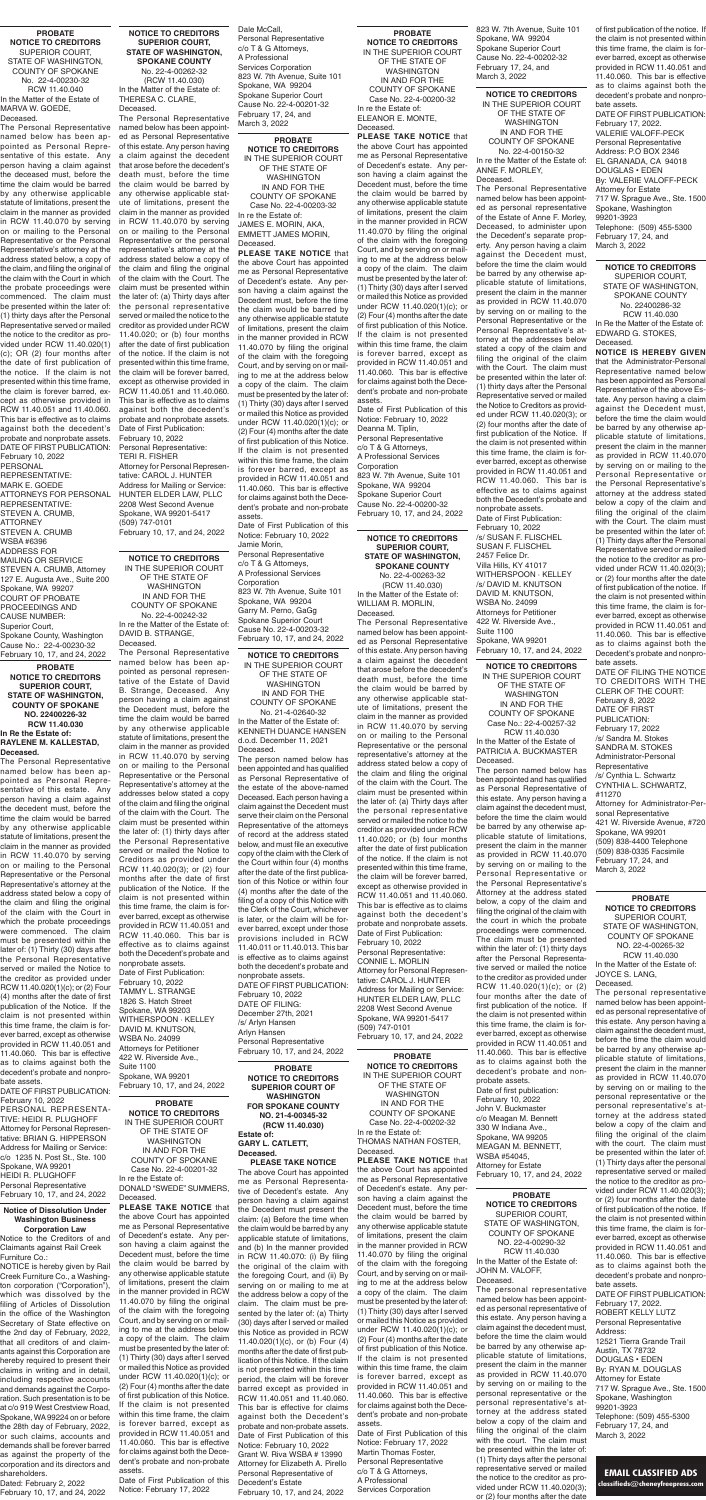**PROBATE NOTICE TO CREDITORS**
SUPERIOR COURT, STATE OF WASHINGTON, COUNTY OF SPOKANE
No. 22-4-00230-32
RCW 11.40.040

In the Matter of the Estate of
MARVA W. GOEDE,
Deceased.

The Personal Representative named below has been appointed as Personal Representative of this estate. Any person having a claim against the deceased must, before the time the claim would be barred by any otherwise applicable statute of limitations, present the claim in the manner as provided in RCW 11.40.070 by serving on or mailing to the Personal Representative or the Personal Representative's attorney at the address stated below, a copy of the claim, and filing the original of the claim with the Court in which the probate proceedings were commenced. The claim must be presented within the later of: (1) thirty days after the Personal Representative served or mailed the notice to the creditor as provided under RCW 11.40.020(1)(c); OR (2) four months after the date of first publication of the notice. If the claim is not presented within this time frame, the claim is forever barred, except as otherwise provided in RCW 11.40.051 and 11.40.060. This bar is effective as to claims against both the decedent's probate and nonprobate assets.

DATE OF FIRST PUBLICATION: February 10, 2022

PERSONAL REPRESENTATIVE:
MARK E. GOEDE

ATTORNEYS FOR PERSONAL REPRESENTATIVE:
STEVEN A. CRUMB, ATTORNEY
STEVEN A. CRUMB
WSBA #6396

ADDRESS FOR MAILING OR SERVICE
STEVEN A. CRUMB, Attorney
127 E. Augusta Ave., Suite 200
Spokane, WA 99207

COURT OF PROBATE PROCEEDINGS AND CAUSE NUMBER:
Superior Court,
Spokane County, Washington
Cause No.: 22-4-00230-32
February 10, 17, and 24, 2022

**PROBATE NOTICE TO CREDITORS SUPERIOR COURT, STATE OF WASHINGTON, COUNTY OF SPOKANE NO. 22400226-32 RCW 11.40.030**
**In Re the Estate of: RAYLENE M. KALLESTAD, Deceased.**

The Personal Representative named below has been appointed as Personal Representative of this estate. Any person having a claim against the decedent must, before the time the claim would be barred by any otherwise applicable statute of limitations, present the claim in the manner as provided in RCW 11.40.070 by serving on or mailing to the Personal Representative or the Personal Representative's attorney at the address stated below a copy of the claim and filing the original of the claim with the Court in which the probate proceedings were commenced. The claim must be presented within the later of: (1) Thirty (30) days after the Personal Representative served or mailed the Notice to the creditor as provided under RCW 11.40.020(1)(c); or (2) Four (4) months after the date of first publication of the Notice. If the claim is not presented within this time frame, the claim is forever barred, except as otherwise provided in RCW 11.40.051 and 11.40.060. This bar is effective as to claims against both the decedent's probate and nonprobate assets.

DATE OF FIRST PUBLICATION: February 10, 2022

PERSONAL REPRESENTATIVE: HEIDI R. PLUGHOFF
Attorney for Personal Representative: BRIAN G. HIPPERSON
Address for Mailing or Service: c/o 1235 N. Post St., Ste. 100
Spokane, WA 99201
HEIDI R. PLUGHOFF
Personal Representative
February 10, 17, and 24, 2022

**Notice of Dissolution Under Washington Business Corporation Law**

Notice to the Creditors of and Claimants against Rail Creek Furniture Co.:

NOTICE is hereby given by Rail Creek Furniture Co., a Washington corporation ("Corporation"), which was dissolved by the filing of Articles of Dissolution in the office of the Washington Secretary of State effective on the 2nd day of February, 2022, that all creditors of and claimants against this Corporation are hereby required to present their claims in writing and in detail, including respective accounts and demands against the Corporation. Such presentation is to be at c/o 919 West Crestview Road, Spokane, WA 99224 on or before the 28th day of February, 2022, or such claims, accounts and demands shall be forever barred as against the property of the corporation and its directors and shareholders.

Dated: February 2, 2022
February 10, 17, and 24, 2022

**NOTICE TO CREDITORS SUPERIOR COURT, STATE OF WASHINGTON, SPOKANE COUNTY**
No. 22-4-00262-32
(RCW 11.40.030)

In the Matter of the Estate of:
THERESA C. CLARE,
Deceased.

The Personal Representative named below has been appointed as Personal Representative of this estate. Any person having a claim against the decedent that arose before the decedent's death must, before the time the claim would be barred by any otherwise applicable statute of limitations, present the claim in the manner as provided in RCW 11.40.070 by serving on or mailing to the Personal Representative or the personal representative's attorney at the address stated below a copy of the claim and filing the original of the claim with the Court. The claim must be presented within the later of: (a) Thirty days after the personal representative served or mailed the notice to the creditor as provided under RCW 11.40.020; or (b) four months after the date of first publication of the notice. If the claim is not presented within this time frame, the claim will be forever barred, except as otherwise provided in RCW 11.40.051 and 11.40.060. This bar is effective as to claims against both the decedent's probate and nonprobate assets.

Date of First Publication:
February 10, 2022

Personal Representative:
TERI R. FISHER

Attorney for Personal Representative: CAROL J. HUNTER
Address for Mailing or Service:
HUNTER ELDER LAW, PLLC
2208 West Second Avenue
Spokane, WA 99201-5417
(509) 747-0101
February 10, 17, and 24, 2022

**NOTICE TO CREDITORS**
IN THE SUPERIOR COURT OF THE STATE OF WASHINGTON IN AND FOR THE COUNTY OF SPOKANE
No. 22-4-00242-32

In re the Matter of the Estate of:
DAVID B. STRANGE,
Deceased.

The Personal Representative named below has been appointed as personal representative of the Estate of David B. Strange, Deceased. Any person having a claim against the Decedent must, before the time the claim would be barred by any otherwise applicable statute of limitations, present the claim in the manner as provided in RCW 11.40.070 by serving on or mailing to the Personal Representative or the Personal Representative's attorney at the addresses below stated a copy of the claim and filing the original of the claim with the Court. The claim must be presented within the later of: (1) thirty days after the Personal Representative served or mailed the Notice to Creditors as provided under RCW 11.40.020(3); or (2) four months after the date of first publication of the Notice. If the claim is not presented within this time frame, the claim is forever barred, except as otherwise provided in RCW 11.40.051 and RCW 11.40.060. This bar is effective as to claims against both the Decedent's probate and nonprobate assets.

Date of First Publication:
February 10, 2022

TAMMY L. STRANGE
1826 S. Hatch Street
Spokane, WA 99203

WITHERSPOON · KELLEY
DAVID M. KNUTSON,
WSBA No. 24099
Attorneys for Petitioner
422 W. Riverside Ave.,
Suite 1100
Spokane, WA 99201
February 10, 17, and 24, 2022

**PROBATE NOTICE TO CREDITORS**
IN THE SUPERIOR COURT OF THE STATE OF WASHINGTON IN AND FOR THE COUNTY OF SPOKANE
Case No. 22-4-00201-32

In re the Estate of:
DONALD "SWEDE" SUMMERS,
Deceased.

**PLEASE TAKE NOTICE** that the above Court has appointed me as Personal Representative of Decedent's estate. Any person having a claim against the Decedent must, before the time the claim would be barred by any otherwise applicable statute of limitations, present the claim in the manner provided in RCW 11.40.070 by filing the original of the claim with the foregoing Court, and by serving on or mailing to me at the address below a copy of the claim. The claim must be presented by the later of: (1) Thirty (30) days after I served or mailed this Notice as provided under RCW 11.40.020(1)(c); or (2) Four (4) months after the date of first publication of this Notice. If the claim is not presented within this time frame, the claim is forever barred, except as provided in RCW 11.40.051 and 11.40.060. This bar is effective for claims against both the Decedent's probate and non-probate assets.

Date of First Publication of this Notice: February 17, 2022

Dale McCall,
Personal Representative
c/o T & G Attorneys,
A Professional Services Corporation
823 W. 7th Avenue, Suite 101
Spokane, WA 99204
Spokane Superior Court
Cause No. 22-4-00201-32
February 17, 24, and
March 3, 2022

**PROBATE NOTICE TO CREDITORS**
IN THE SUPERIOR COURT OF THE STATE OF WASHINGTON IN AND FOR THE COUNTY OF SPOKANE
Case No. 22-4-00203-32

In re the Estate of:
JAMES E. MORIN, AKA, EMMETT JAMES MORIN,
Deceased.

**PLEASE TAKE NOTICE** that the above Court has appointed me as Personal Representative of Decedent's estate. Any person having a claim against the Decedent must, before the time the claim would be barred by any otherwise applicable statute of limitations, present the claim in the manner provided in RCW 11.40.070 by filing the original of the claim with the foregoing Court, and by serving on or mailing to me at the address below a copy of the claim. The claim must be presented by the later of: (1) Thirty (30) days after I served or mailed this Notice as provided under RCW 11.40.020(1)(c); or (2) Four (4) months after the date of first publication of this Notice. If the claim is not presented within this time frame, the claim is forever barred, except as provided in RCW 11.40.051 and 11.40.060. This bar is effective for claims against both the Decedent's probate and non-probate assets.

Date of First Publication of this Notice: February 10, 2022

Jamie Morin,
Personal Representative
c/o T & G Attorneys,
A Professional Services Corporation
823 W. 7th Avenue, Suite 101
Spokane, WA 99204
Garry M. Perno, GaGg
Spokane Superior Court
Cause No. 22-4-00203-32
February 10, 17, and 24, 2022

**NOTICE TO CREDITORS**
IN THE SUPERIOR COURT OF THE STATE OF WASHINGTON IN AND FOR THE COUNTY OF SPOKANE
No. 21-4-02640-32

In the Matter of the Estate of:
KENNETH DUANCE HANSEN d.o.d. December 11, 2021
Deceased.

The person named below has been appointed and has qualified as Personal Representative of the estate of the above-named Deceased. Each person having a claim against the Decedent must serve their claim on the Personal Representative of the attorneys of record at the address stated below, and must file an executive copy of the claim with the Clerk of the Court within four (4) months after the date of first publication of this Notice or within four (4) months after the date of the filing of a copy of this Notice with the Clerk of the Court, whichever is later, or the claim will be forever barred, except under those provisions included in RCW 11.40.011 or 11.40.013. This bar is effective as to claims against both the decedent's probate and nonprobate assets.

DATE OF FIRST PUBLICATION:
February 10, 2022
DATE OF FILING:
December 27th, 2021
/s/ Arlyn Hansen
Arlyn Hansen
Personal Representative
February 10, 17, and 24, 2022

**PROBATE NOTICE TO CREDITORS SUPERIOR COURT OF WASHINGTON FOR SPOKANE COUNTY NO. 21-4-00345-32 (RCW 11.40.030)**
**Estate of: GARY L. CATLETT, Deceased.**

**PLEASE TAKE NOTICE**

The above Court has appointed me as Personal Representative of Decedent's estate. Any person having a claim against the Decedent must present the claim: (a) Before the time when the claim would be barred by any applicable statute of limitations, and (b) In the manner provided in RCW 11.40.070: (i) By filing the original of the claim with the foregoing Court, and (ii) By serving on or mailing to me at the address below a copy of the claim. The claim must be presented by the later of: (a) Thirty (30) days after I served or mailed this Notice as provided in RCW 11.40.020(1)(c), or (b) Four (4) months after the date of first publication of this Notice. If the claim is not presented within this period, the claim will be forever barred except as provided in RCW 11.40.051 and 11.40.060. This bar is effective for claims against both the Decedent's probate and non-probate assets.

Date of First Publication of this Notice: February 10, 2022

Grant W. Riva WSBA # 13990
Attorney for Elizabeth A. Pirello
Personal Representative of Decedent's Estate
February 10, 17, and 24, 2022

**PROBATE NOTICE TO CREDITORS**
IN THE SUPERIOR COURT OF THE STATE OF WASHINGTON IN AND FOR THE COUNTY OF SPOKANE
Case No. 22-4-00200-32

In re the Estate of:
ELEANOR E. MONTE,
Deceased.

**PLEASE TAKE NOTICE** that the above Court has appointed me as Personal Representative of Decedent's estate. Any person having a claim against the Decedent must, before the time the claim would be barred by any otherwise applicable statute of limitations, present the claim in the manner provided in RCW 11.40.070 by filing the original of the claim with the foregoing Court, and by serving on or mailing to me at the address below a copy of the claim. The claim must be presented by the later of: (1) Thirty (30) days after I served or mailed this Notice as provided under RCW 11.40.020(1)(c); or (2) Four (4) months after the date of first publication of this Notice. If the claim is not presented within this time frame, the claim is forever barred, except as provided in RCW 11.40.051 and 11.40.060. This bar is effective for claims against both the Decedent's probate and non-probate assets.

Date of First Publication of this Notice: February 10, 2022

Deanna M. Tiplin,
Personal Representative
c/o T & G Attorneys,
A Professional Services Corporation
823 W. 7th Avenue, Suite 101
Spokane, WA 99204
Spokane Superior Court
Cause No. 22-4-00200-32
February 10, 17, and 24, 2022

**NOTICE TO CREDITORS SUPERIOR COURT, STATE OF WASHINGTON, SPOKANE COUNTY**
No. 22-4-00263-32
(RCW 11.40.030)

In the Matter of the Estate of:
WILLIAM R. MORLIN,
Deceased.

The Personal Representative named below has been appointed as Personal Representative of this estate. Any person having a claim against the decedent that arose before the decedent's death must, before the time the claim would be barred by any otherwise applicable statute of limitations, present the claim in the manner as provided in RCW 11.40.070 by serving on or mailing to the Personal Representative or the personal representative's attorney at the address stated below a copy of the claim and filing the original of the claim with the Court. The claim must be presented within the later of: (a) Thirty days after the personal representative served or mailed the notice to the creditor as provided under RCW 11.40.020; or (b) four months after the date of first publication of the notice. If the claim is not presented within this time frame, the claim will be forever barred, except as otherwise provided in RCW 11.40.051 and 11.40.060. This bar is effective as to claims against both the decedent's probate and nonprobate assets.

Date of First Publication:
February 10, 2022

Personal Representative:
CONNIE L. MORLIN

Attorney for Personal Representative: CAROL J. HUNTER
Address for Mailing or Service:
HUNTER ELDER LAW, PLLC
2208 West Second Avenue
Spokane, WA 99201-5417
(509) 747-0101
February 10, 17, and 24, 2022

**PROBATE NOTICE TO CREDITORS**
IN THE SUPERIOR COURT OF THE STATE OF WASHINGTON IN AND FOR THE COUNTY OF SPOKANE
Case No. 22-4-00202-32

In re the Estate of:
THOMAS NATHAN FOSTER,
Deceased.

**PLEASE TAKE NOTICE** that the above Court has appointed me as Personal Representative of Decedent's estate. Any person having a claim against the Decedent must, before the time the claim would be barred by any otherwise applicable statute of limitations, present the claim in the manner provided in RCW 11.40.070 by filing the original of the claim with the foregoing Court, and by serving on or mailing to me at the address below a copy of the claim. The claim must be presented by the later of: (1) Thirty (30) days after I served or mailed this Notice as provided under RCW 11.40.020(1)(c); or (2) Four (4) months after the date of first publication of this Notice. If the claim is not presented within this time frame, the claim is forever barred, except as provided in RCW 11.40.051 and 11.40.060. This bar is effective for claims against both the Decedent's probate and non-probate assets.

Date of First Publication of this Notice: February 17, 2022

Martin Thomas Foster,
Personal Representative
c/o T & G Attorneys,
A Professional Services Corporation
823 W. 7th Avenue, Suite 101
Spokane, WA 99204
Spokane Superior Court
Cause No. 22-4-00202-32
February 17, 24, and
March 3, 2022

**NOTICE TO CREDITORS**
IN THE SUPERIOR COURT OF THE STATE OF WASHINGTON IN AND FOR THE COUNTY OF SPOKANE
No. 22-4-00150-32

In the Matter of the Estate of:
ANNE F. MORLEY,
Deceased.

The Personal Representative named below has been appointed as personal representative of the Estate of Anne F. Morley, Deceased, to administer upon the Decedent's separate property. Any person having a claim against the Decedent must, before the time the claim would be barred by any otherwise applicable statute of limitations, present the claim in the manner as provided in RCW 11.40.070 by serving on or mailing to the Personal Representative or the Personal Representative's attorney at the addresses below stated a copy of the claim and filing the original of the claim with the Court. The claim must be presented within the later of: (1) thirty days after the Personal Representative served or mailed the Notice to Creditors as provided under RCW 11.40.020(3); or (2) four months after the date of first publication of the Notice. If the claim is not presented within this time frame, the claim is forever barred, except as otherwise provided in RCW 11.40.051 and RCW 11.40.060. This bar is effective as to claims against both the Decedent's probate and nonprobate assets.

Date of First Publication:
February 10, 2022

/s/ SUSAN F. FLISCHEL
SUSAN F. FLISCHEL
2457 Felice Dr.
Villa Hills, KY 41017

WITHERSPOON · KELLEY
/s/ DAVID M. KNUTSON
DAVID M. KNUTSON,
WSBA No. 24099
Attorneys for Petitioner
422 W. Riverside Ave.,
Suite 1100
Spokane, WA 99201
February 10, 17, and 24, 2022

**NOTICE TO CREDITORS**
IN THE SUPERIOR COURT OF THE STATE OF WASHINGTON IN AND FOR THE COUNTY OF SPOKANE
Case No.: 22-4-00257-32
RCW 11.40.030

In the Matter of the Estate of
PATRICIA A. BUCKMASTER
Deceased.

The person named below has been appointed and has qualified as Personal Representative of this estate. Any person having a claim against the decedent must, before the time the claim would be barred by any otherwise applicable statute of limitations, present the claim in the manner as provided in RCW 11.40.070 by serving on or mailing to the Personal Representative or the Personal Representative's Attorney at the address stated below, a copy of the claim and filing the original of the claim with the court in which the probate proceedings were commenced. The claim must be presented within the later of: (1) thirty days after the Personal Representative served or mailed the notice to the creditor as provided under RCW 11.40.020(1)(c); or (2) four months after the date of first publication of the notice. If the claim is not presented within this time frame, the claim is forever barred, except as otherwise provided in RCW 11.40.051 and 11.40.060. This bar is effective as to claims against both the decedent's probate and nonprobate assets.

Date of first publication:
February 10, 2022

John V. Buckmaster
c/o Meagan M. Bennett
330 W Indiana Ave.,
Spokane, WA 99205
MEAGAN M. BENNETT,
WSBA #54045,
Attorney for Estate
February 10, 17, and 24, 2022

**PROBATE NOTICE TO CREDITORS**
SUPERIOR COURT, STATE OF WASHINGTON, COUNTY OF SPOKANE
NO. 22-4-00290-32
RCW 11.40.030

In the Matter of the Estate of:
JOHN M. VALOFF,
Deceased.

The personal representative named below has been appointed as personal representative of this estate. Any person having a claim against the decedent must, before the time the claim would be barred by any otherwise applicable statute of limitations, present the claim in the manner as provided in RCW 11.40.070 by serving on or mailing to the personal representative or the personal representative's attorney at the address stated below a copy of the claim and filing the original of the claim with the court. The claim must be presented within the later of: (1) Thirty days after the personal representative served or mailed the notice to the creditor as provided under RCW 11.40.020(3); or (2) four months after the date of first publication of the notice. If the claim is not presented within this time frame, the claim is forever barred, except as otherwise provided in RCW 11.40.051 and 11.40.060. This bar is effective as to claims against both the decedent's probate and nonprobate assets.

DATE OF FIRST PUBLICATION:
February 17, 2022

VALERIE VALOFF-PECK
Personal Representative
Address: PO BOX 2346
EL GRANADA, CA 94018

DOUGLAS • EDEN
By: VALERIE VALOFF-PECK
Attorney for Estate
717 W. Sprague Ave., Ste. 1500
Spokane, Washington
99201-3923
Telephone: (509) 455-5300
February 17, 24, and
March 3, 2022

**NOTICE TO CREDITORS**
SUPERIOR COURT, STATE OF WASHINGTON, SPOKANE COUNTY
NO. 22400286-32
RCW 11.40.030

In Re the Matter of the Estate of:
EDWARD G. STOKES,
Deceased.

**NOTICE IS HEREBY GIVEN** that the Administrator-Personal Representative named below has been appointed as Personal Representative of the above Estate. Any person having a claim against the Decedent must, before the time the claim would be barred by any otherwise applicable statute of limitations, present the claim in the manner as provided in RCW 11.40.070 by serving on or mailing to the Personal Representative or the Personal Representative's attorney at the address stated below a copy of the claim and filing the original of the claim with the Court. The claim must be presented within the later of: (1) Thirty days after the Personal Representative served or mailed the notice to the creditor as provided under RCW 11.40.020(3); or (2) four months after the date of first publication of the notice. If the claim is not presented within this time frame, the claim is forever barred, except as otherwise provided in RCW 11.40.051 and 11.40.060. This bar is effective as to claims against both the Decedent's probate and nonprobate assets.

DATE OF FILING THE NOTICE TO CREDITORS WITH THE CLERK OF THE COURT:
February 8, 2022

DATE OF FIRST PUBLICATION:
February 17, 2022

/s/ Sandra M. Stokes
SANDRA M. STOKES
Administrator-Personal Representative

/s/ Cynthia L. Schwartz
CYNTHIA L. SCHWARTZ, #11270
Attorney for Administrator-Personal Representative
421 W. Riverside Avenue, #720
Spokane, WA 99201
(509) 838-4400 Telephone
(509) 838-0335 Facsimile
February 17, 24, and
March 3, 2022

**PROBATE NOTICE TO CREDITORS**
SUPERIOR COURT, STATE OF WASHINGTON, COUNTY OF SPOKANE
NO. 22-4-00265-32
RCW 11.40.030

In the Matter of the Estate of:
JOYCE S. LANG,
Deceased.

The personal representative named below has been appointed as personal representative of this estate. Any person having a claim against the decedent must, before the time the claim would be barred by any otherwise applicable statute of limitations, present the claim in the manner as provided in RCW 11.40.070 by serving on or mailing to the personal representative or the personal representative's attorney at the address stated below a copy of the claim and filing the original of the claim with the court. The claim must be presented within the later of: (1) Thirty days after the personal representative served or mailed the notice to the creditor as provided under RCW 11.40.020(3); or (2) four months after the date of first publication of the notice. If the claim is not presented within this time frame, the claim is forever barred, except as otherwise provided in RCW 11.40.051 and 11.40.060. This bar is effective as to claims against both the decedent's probate and nonprobate assets.

DATE OF FIRST PUBLICATION:
February 17, 2022

ROBERT KELLY LUTZ
Personal Representative
Address:
12521 Tierra Grande Trail
Austin, TX 78732

DOUGLAS • EDEN
By: RYAN M. DOUGLAS
Attorney for Estate
717 W. Sprague Ave., Ste. 1500
Spokane, Washington
99201-3923
Telephone: (509) 455-5300
February 17, 24, and
March 3, 2022

**EMAIL CLASSIFIED ADS**
classifieds@cheneyfreepress.com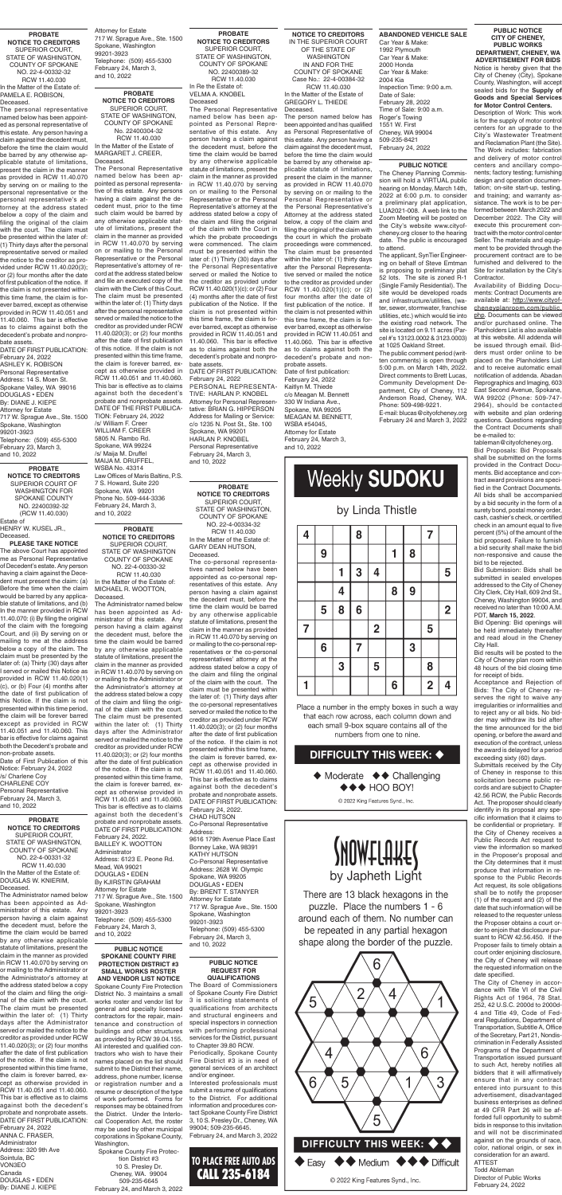**PROBATE NOTICE TO CREDITORS**
SUPERIOR COURT, STATE OF WASHINGTON, COUNTY OF SPOKANE
NO. 22-4-00332-32
RCW 11.40.030
In the Matter of the Estate of:
PAMELA E. ROBISON,
Deceased.

The personal representative named below has been appointed as personal representative of this estate. Any person having a claim against the decedent must, before the time the claim would be barred by any otherwise applicable statute of limitations, present the claim in the manner as provided in RCW 11.40.070 by serving on or mailing to the personal representative or the personal representative's attorney at the address stated below a copy of the claim and filing the original of the claim with the court. The claim must be presented within the later of: (1) Thirty days after the personal representative served or mailed the notice to the creditor as provided under RCW 11.40.020(3); or (2) four months after the date of first publication of the notice. If the claim is not presented within this time frame, the claim is forever barred, except as otherwise provided in RCW 11.40.051 and 11.40.060. This bar is effective as to claims against both the decedent's probate and nonprobate assets.

DATE OF FIRST PUBLICATION: February 24, 2022
ASHLEY K. ROBISON
Personal Representative
Address: 14 S. Moen St.
Spokane Valley, WA 99016
DOUGLAS • EDEN
By: DIANE J. KIEPE
Attorney for Estate
717 W. Sprague Ave., Ste. 1500
Spokane, Washington
99201-3923
Telephone: (509) 455-5300
February 23, March 3, and 10, 2022

**PROBATE NOTICE TO CREDITORS**
SUPERIOR COURT OF WASHINGTON FOR SPOKANE COUNTY
NO. 22400392-32
(RCW 11.40.030)
Estate of
HENRY W. KUSEL JR.,
Deceased.

**PLEASE TAKE NOTICE**

The above Court has appointed me as Personal Representative of Decedent's estate. Any person having a claim against the Decedent must present the claim: (a) Before the time when the claim would be barred by any applicable statute of limitations, and (b) In the manner provided in RCW 11.40.070: (i) By filing the original of the claim with the foregoing Court, and (ii) By serving on or mailing to me at the address below a copy of the claim. The claim must be presented by the later of: (a) Thirty (30) days after I served or mailed this Notice as provided in RCW 11.40.020(1)(c), or (b) Four (4) months after the date of first publication of this Notice. If the claim is not presented within this time period, the claim will be forever barred except as provided in RCW 11.40.051 and 11.40.060. This bar is effective for claims against both the Decedent's probate and non-probate assets.

Date of First Publication of this Notice: February 24, 2022
/s/ Charlene Coy
CHARLENE COY
Personal Representative
February 24, March 3, and 10, 2022

**PROBATE NOTICE TO CREDITORS**
SUPERIOR COURT, STATE OF WASHINGTON, COUNTY OF SPOKANE
NO. 22-4-00331-32
RCW 11.40.030
In the Matter of the Estate of:
DOUGLAS W. KNIERIM,
Deceased.

The Administrator named below has been appointed as Administrator of this estate. Any person having a claim against the decedent must, before the time the claim would be barred by any otherwise applicable statute of limitations, present the claim in the manner as provided in RCW 11.40.070 by serving on or mailing to the Administrator or the Administrator's attorney at the address stated below a copy of the claim and filing the original of the claim with the court. The claim must be presented within the later of: (1) Thirty days after the Administrator served or mailed the notice to the creditor as provided under RCW 11.40.020(3); or (2) four months after the date of first publication of the notice. If the claim is not presented within this time frame, the claim is forever barred, except as otherwise provided in RCW 11.40.051 and 11.40.060. This bar is effective as to claims against both the decedent's probate and nonprobate assets.

DATE OF FIRST PUBLICATION: February 24, 2022
ANNA C. FRASER,
Administrator
Address: 320 9th Ave
Sointula, BC
V0N3E0
Canada
DOUGLAS • EDEN
By: DIANE J. KIEPE
Attorney for Estate
717 W. Sprague Ave., Ste. 1500
Spokane, Washington
99201-3923
Telephone: (509) 455-5300
February 24, March 3, and 10, 2022

**PROBATE NOTICE TO CREDITORS**
SUPERIOR COURT, STATE OF WASHINGTON, COUNTY OF SPOKANE
No. 22400304-32
RCW 11.40.030
In the Matter of the Estate of
MARGARET J. CREER,
Deceased.

The Personal Representative named below has been appointed as personal representative of this estate. Any persons having a claim against the decedent must, prior to the time such claim would be barred by any otherwise applicable statute of limitations, present the claim in the manner as provided in RCW 11.40.070 by serving on or mailing to the Personal Representative or the Personal Representative's attorney of record at the address stated below and file an executed copy of the claim with the Clerk of this Court. The claim must be presented within the later of: (1) Thirty days after the personal representative served or mailed the notice to the creditor as provided under RCW 11.40.020(3); or (2) four months after the date of first publication of this notice. If the claim is not presented within this time frame, the claim is forever barred, except as otherwise provided in RCW 11.40.051 and 11.40.060. This bar is effective as to claims against both the decedent's probate and nonprobate assets.

DATE OF THE FIRST PUBLICATION: February 24, 2022
/s/ William F. Creer
WILLIAM F. CREER
5805 N. Rambo Rd.
Spokane, WA 99224
/s/ Maija M. Druffel
MAIJA M. DRUFFEL,
WSBA No. 43314
Law Offices of Maris Baltins, P.S.
7 S. Howard, Suite 220
Spokane, WA 99201
Phone No. 509-444-3336
February 24, March 3, and 10, 2022

**PROBATE NOTICE TO CREDITORS**
SUPERIOR COURT, STATE OF WASHINGTON, COUNTY OF SPOKANE
NO. 22-4-00332-32
RCW 11.40.030
In the Matter of the Estate of:
MICHAEL R. WOOTTON,
Deceased.

The Administrator named below has been appointed as Administrator of this estate. Any person having a claim against the decedent must, before the time the claim would be barred by any otherwise applicable statute of limitations, present the claim in the manner as provided in RCW 11.40.070 by serving on or mailing to the Administrator or the Administrator's attorney at the address stated below a copy of the claim and filing the original of the claim with the court. The claim must be presented within the later of: (1) Thirty days after the Administrator served or mailed the notice to the creditor as provided under RCW 11.40.020(3); or (2) four months after the date of first publication of the notice. If the claim is not presented within this time frame, the claim is forever barred, except as otherwise provided in RCW 11.40.051 and 11.40.060. This bar is effective as to claims against both the decedent's probate and nonprobate assets.

DATE OF FIRST PUBLICATION: February 24, 2022.
BAILLEY K. WOOTTON
Administrator
Address: 6123 E. Peone Rd.
Mead, WA 99021
DOUGLAS • EDEN
By KJIRSTIN GRAHAM
Attorney for Estate
717 W. Sprague Ave., Ste. 1500
Spokane, Washington
99201-3923
Telephone: (509) 455-5300
February 24, March 3, and 10, 2022

**PUBLIC NOTICE SPOKANE COUNTY FIRE PROTECTION DISTRICT #3 SMALL WORKS ROSTER AND VENDOR LIST NOTICE**

Spokane County Fire Protection District No. 3 maintains a small works roster and vendor list for general and specialty licensed contractors for the repair, maintenance and construction of buildings and other structures as provided by RCW 39.04.155. All interested and qualified contractors who wish to have their names placed on the list should submit to the District their name, address, phone number, license or registration number and a resume or description of the type of work performed. Forms for responses may be obtained from the District. Under the Interlocal Cooperation Act, the roster may be used by other municipal corporations in Spokane County, Washington.

Spokane County Fire Protection District #3
10 S. Presley Dr.
Cheney, WA. 99004
509-235-6645
February 24, and March 3, 2022

**PROBATE NOTICE TO CREDITORS**
SUPERIOR COURT, STATE OF WASHINGTON, COUNTY OF SPOKANE
NO. 22400389-32
RCW 11.40.030
In Re the Estate of:
VELMA A. KNOBEL
Deceased

The Personal Representative named below has been appointed as Personal Representative of this estate. Any person having a claim against the decedent must, before the time the claim would be barred by any otherwise applicable statute of limitations, present the claim in the manner as provided in RCW 11.40.070 by serving on or mailing to the Personal Representative or the Personal Representative's attorney at the address stated below a copy of the claim and filing the original of the claim with the Court in which the probate proceedings were commenced. The claim must be presented within the later of: (1) Thirty (30) days after the Personal Representative served or mailed the notice to the creditor as provided under RCW 11.40.020(1)(c); or (2) Four (4) months after the date of first publication of the Notice. If the claim is not presented within this time frame, the claim is forever barred, except as otherwise provided in RCW 11.40.051 and 11.40.060. This bar is effective as to claims against both the decedent's probate and nonprobate assets.

DATE OF FIRST PUBLICATION: February 24, 2022
PERSONAL REPRESENTATIVE: HARLAN P. KNOBEL
Attorney for Personal Representative: BRIAN G. HIPPERSON
Address for Mailing or Service: c/o 1235 N. Post St., Ste. 100
Spokane, WA 99201
HARLAN P. KNOBEL
Personal Representative
February 24, March 3, and 10, 2022

**PROBATE NOTICE TO CREDITORS**
SUPERIOR COURT, STATE OF WASHINGTON, COUNTY OF SPOKANE
NO. 22-4-00334-32
RCW 11.40.030
In the Matter of the Estate of:
GARY DEAN HUTSON,
Deceased.

The co-personal representatives named below have been appointed as co-personal representatives of this estate. Any person having a claim against the decedent must, before the time the claim would be barred by any otherwise applicable statute of limitations, present the claim in the manner as provided in RCW 11.40.070 by serving on or mailing to the co-personal representatives or the co-personal representatives' attorney at the address stated below a copy of the claim and filing the original of the claim with the court. The claim must be presented within the later of: (1) Thirty days after the co-personal representatives served or mailed the notice to the creditor as provided under RCW 11.40.020(3); or (2) four months after the date of first publication of the notice. If the claim is not presented within this time frame, the claim is forever barred, except as otherwise provided in RCW 11.40.051 and 11.40.060. This bar is effective as to claims against both the decedent's probate and nonprobate assets.

DATE OF FIRST PUBLICATION: February 24, 2022.
CHAD HUTSON
Co-Personal Representative
Address:
9616 179th Avenue Place East
Bonney Lake, WA 98391
KATHY HUTSON
Co-Personal Representative
Address: 2628 W. Olympic
Spokane, WA 99205
DOUGLAS • EDEN
By: BRENT T. STANYER
Attorney for Estate
717 W. Sprague Ave., Ste. 1500
Spokane, Washington
99201-3923
Telephone: (509) 455-5300
February 24, March 3, and 10, 2022

**PUBLIC NOTICE REQUEST FOR QUALIFICATIONS**

The Board of Commissioners of Spokane County Fire District 3 is soliciting statements of qualifications from architects and structural engineers and special inspectors in connection with performing professional services for the District, pursuant to Chapter 39.80 RCW.

Periodically, Spokane County Fire District #3 is in need of general services of an architect and/or engineer.

Interested professionals must submit a resume of qualifications to the District. For additional information and procedures contact Spokane County Fire District 3, 10 S. Presley Dr., Cheney, WA 99004; 509-235-6645.

February 24, and March 3, 2022

**TO PLACE FREE AUTO ADS CALL 235-6184**

**NOTICE TO CREDITORS**
IN THE SUPERIOR COURT OF THE STATE OF WASHINGTON IN AND FOR THE COUNTY OF SPOKANE
Case No.: 22-4-00384-32
RCW 11.40.030
In the Matter of the Estate of
GREGORY L. THIEDE
Deceased.

The person named below has been appointed and has qualified as Personal Representative of this estate. Any person having a claim against the decedent must, before the time the claim would be barred by any otherwise applicable statute of limitations, present the claim in the manner as provided in RCW 11.40.070 by serving on or mailing to the Personal Representative or the Personal Representative's Attorney at the address stated below, a copy of the claim and filing the original of the claim with the court in which the probate proceedings were commenced. The claim must be presented within the later of: (1) thirty days after the Personal Representative served or mailed the notice to the creditor as provided under RCW 11.40.020(1)(c); or (2) four months after the date of first publication of the notice. If the claim is not presented within this time frame, the claim is forever barred, except as otherwise provided in RCW 11.40.051 and 11.40.060. This bar is effective as to claims against both the decedent's probate and nonprobate assets.

Date of first publication: February 24, 2022
Kaitlyn M. Thiede
c/o Meagan M. Bennett
330 W Indiana Ave.,
Spokane, WA 99205
MEAGAN M. BENNETT,
WSBA #54045,
Attorney for Estate
February 24, March 3, and 10, 2022

**ABANDONED VEHICLE SALE**

Car Year & Make:
1992 Plymouth
Car Year & Make:
2000 Honda
Car Year & Make:
2004 Kia
Inspection Time: 9:00 a.m.
Date of Sale:
February 28, 2022
Time of Sale: 9:00 a.m.
Roger's Towing
1551 W. First
Cheney, WA 99004
509-235-8421
February 24, 2022

**PUBLIC NOTICE**

The Cheney Planning Commission will hold a VIRTUAL public hearing on Monday, March 14th, 2022 at 6:00 p.m. to consider a preliminary plat application, LUA2021-008. A web link to the Zoom Meeting will be posted on the City's website www.cityofcheney.org closer to the hearing date. The public is encouraged to attend.

The applicant, SynTier Engineering on behalf of Steve Emtman is proposing to preliminary plat 52 lots. The site is zoned R-1 (Single Family Residential). The site would be developed roads and infrastructure(utilities, (water, sewer, stormwater, franchise utilities, etc.) which would tie into the existing road network. The site is located on 9.11 acres (Parcel #'s 13123.0002 & 3123.0003) at 1025 Oakland Street.

The public comment period (written comments) is open through 5:00 p.m. on March 14th, 2022. Direct comments to Brett Lucas, Community Development Department, City of Cheney, 112 Anderson Road, Cheney, WA. Phone: 509-498-9221.

E-mail: blucas@cityofcheney.org
February 24 and March 3, 2022

# Weekly SUDOKU

by Linda Thistle

| | | | | | | | | |
|---|---|---|---|---|---|---|---|---|
| 4 | | | 8 | | | | 7 | |
| | 9 | | | | 1 | 8 | | |
| | | 1 | 3 | 4 | | | | 5 |
| | | 4 | | | 8 | 9 | | |
| | 5 | 8 | 6 | | | | | 2 |
| 7 | | | | 2 | | | 5 | |
| | 6 | | 7 | | | 3 | | |
| | | 3 | | 5 | | | 8 | |
| 1 | | | | | 6 | | 2 | 4 |

Place a number in the empty boxes in such a way that each row across, each column down and each small 9-box square contains all of the numbers from one to nine.

**DIFFICULTY THIS WEEK: ◆**

◆ Moderate ◆◆ Challenging ◆◆◆ HOO BOY!

© 2022 King Features Synd., Inc.

# SNOWFLAKES

by Japheth Light

There are 13 black hexagons in the puzzle. Place the numbers 1 - 6 around each of them. No number can be repeated in any partial hexagon shape along the border of the puzzle.

**DIFFICULTY THIS WEEK: ◆◆**

◆ Easy ◆◆ Medium ◆◆◆ Difficult

© 2022 King Features Synd., Inc.

**PUBLIC NOTICE CITY OF CHENEY, PUBLIC WORKS DEPARTMENT, CHENEY, WA ADVERTISEMENT FOR BIDS**

Notice is hereby given that the City of Cheney (City), Spokane County, Washington, will accept sealed bids for the **Supply of Goods and Special Services for Motor Control Centers.**

Description of Work: This work is for the supply of motor control centers for an upgrade to the City's Wastewater Treatment and Reclamation Plant (the Site). The Work includes: fabrication and delivery of motor control centers and ancillary components; factory testing; furnishing design and operation documentation; on-site start-up, testing, and training; and warranty assistance. The work is to be performed between March 2022 and December 2022. The City will execute this procurement contract with the motor control center Seller. The materials and equipment to be provided through the procurement contract are to be furnished and delivered to the Site for installation by the City's Contractor.

Availability of Bidding Documents: Contract Documents are available at: http://www.cityofcheneyplanroom.com/public.php. Documents can be viewed and/or purchased online. The Planholders List is also available at this website. All addenda will be issued through email. Bidders must order online to be placed on the Planholders List and to receive automatic email notification of addenda. Abadan Reprographics and Imaging, 603 East Second Avenue, Spokane, WA 99202 (Phone: 509-747-2964), should be contacted with website and plan ordering questions. Questions regarding the Contract Documents shall be e-mailed to: tableman@cityofcheney.org.

Bid Proposals: Bid Proposals shall be submitted on the forms provided in the Contract Documents. Bid acceptance and contract award provisions are specified in the Contract Documents. All bids shall be accompanied by a bid security in the form of a surety bond, postal money order, cash, cashier's check, or certified check in an amount equal to five percent (5%) of the amount of the bid proposed. Failure to furnish a bid security shall make the bid non-responsive and cause the bid to be rejected.

Bid Submission: Bids shall be submitted in sealed envelopes addressed to the City of Cheney City Clerk, City Hall, 609 2nd St., Cheney, Washington 99004, and received no later than 10:00 A.M. PDT, **March 15, 2022**.

Bid Opening: Bid openings will be held immediately thereafter and read aloud in the Cheney City Hall.

Bid results will be posted to the City of Cheney plan room within 48 hours of the bid closing time for receipt of bids.

Acceptance and Rejection of Bids: The City of Cheney reserves the right to waive any irregularities or informalities and to reject any or all bids. No bidder may withdraw its bid after the time announced for the bid opening, or before the award and execution of the contract, unless the award is delayed for a period exceeding sixty (60) days.

Submittals received by the City of Cheney in response to this solicitation become public records and are subject to Chapter 42.56 RCW, the Public Records Act. The proposer should clearly identify in its proposal any specific information that it claims to be confidential or proprietary. If the City of Cheney receives a Public Records Act request to view the information so marked in the Proposer's proposal and the City determines that it must produce that information in response to the Public Records Act request, its sole obligations shall be to notify the proposer (1) of the request and (2) of the date that such information will be released to the requester unless the Proposer obtains a court order to enjoin that disclosure pursuant to RCW 42.56.450. If the Proposer fails to timely obtain a court order enjoining disclosure, the City of Cheney will release the requested information on the date specified.

The City of Cheney in accordance with Title VI of the Civil Rights Act of 1964, 78 Stat. 252, 42 U.S.C. 2000d to 2000d-4 and Title 49, Code of Federal Regulations, Department of Transportation, Subtitle A, Office of the Secretary, Part 21, Nondiscrimination in Federally Assisted Programs of the Department of Transportation issued pursuant to such Act, hereby notifies all bidders that it will affirmatively ensure that in any contract entered into pursuant to this advertisement, disadvantaged business enterprises as defined at 49 CFR Part 26 will be afforded full opportunity to submit bids in response to this invitation and will not be discriminated against on the grounds of race, color, national origin, or sex in consideration for an award.

ATTEST
Todd Ableman
Director of Public Works
February 24, 2022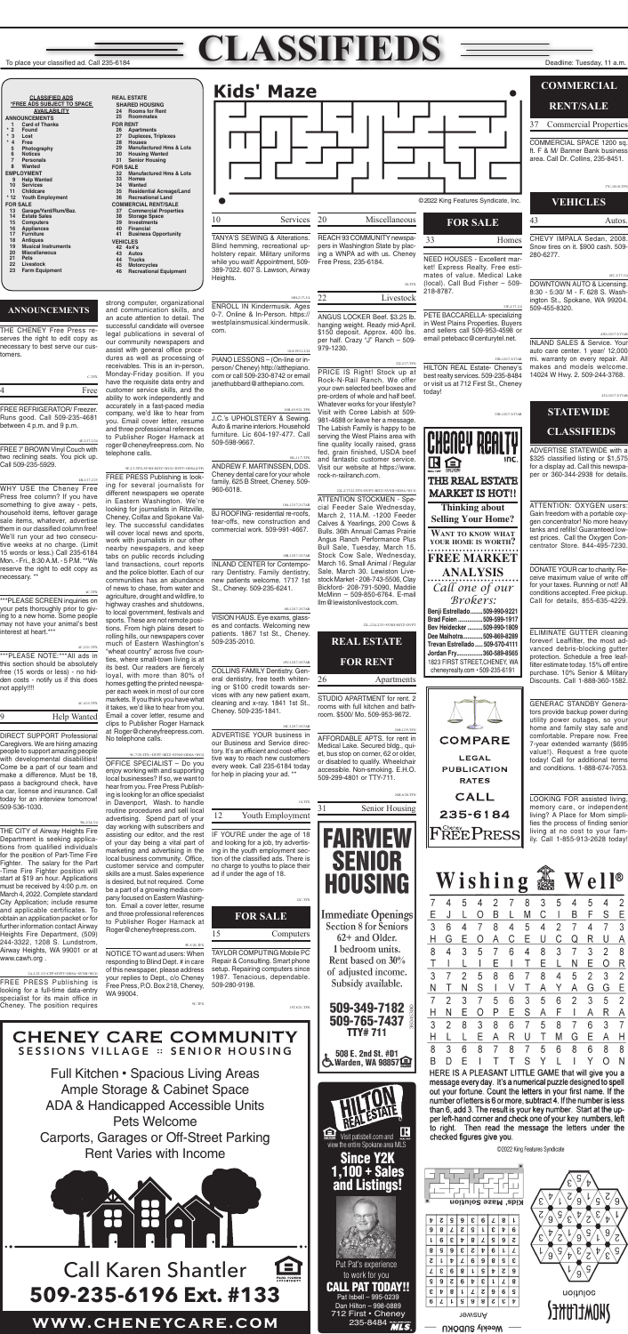# CLASSIFIEDS

To place your classified ad. Call 235-6184

Deadline: Tuesday, 11 a.m.

**CLASSIFIED ADS**
**\*FREE ADS SUBJECT TO SPACE AVAILABILITY**

**ANNOUNCEMENTS**
1 Card of Thanks
\* 2 Found
\* 3 Lost
\* 4 Free
5 Photography
6 Notices
7 Personals
8 Wanted

**EMPLOYMENT**
9 Help Wanted
10 Services
11 Childcare
\* 12 Youth Employment

**FOR SALE**
13 Garage/Yard/Rum/Baz.
14 Estate Sales
15 Computers
16 Appliances
17 Furniture
18 Antiques
19 Musical Instruments
20 Miscellaneous
21 Pets
22 Livestock
23 Farm Equipment

**REAL ESTATE**
**SHARED HOUSING**
24 Rooms for Rent
25 Roommates

**FOR RENT**
26 Apartments
27 Duplexes, Triplexes
28 Houses
29 Manufactured Hms & Lots
30 Housing Wanted
31 Senior Housing

**FOR SALE**
32 Manufactured Hms & Lots
33 Homes
34 Wanted
35 Residential Acreage/Land
36 Recreational Land

**COMMERCIAL RENT/SALE**
37 Commercial Properties
38 Storage Space
39 Investments
40 Financial
41 Business Opportunity

**VEHICLES**
42 4x4's
43 Autos
44 Trucks
45 Motorcycles
46 Recreational Equipment

## ANNOUNCEMENTS

THE CHENEY Free Press reserves the right to edit copy as necessary to best serve our customers.

### 4 Free

FREE REFRIGERATOR/ Freezer. Runs good. Call 509-235-4681 between 4 p.m. and 9 p.m.

FREE 7' BROWN Vinyl Couch with two reclining seats. You pick up. Call 509-235-5929.

WHY USE the Cheney Free Press free column? If you have something to give away - pets, household items, leftover garage sale items, whatever, advertise them in our classified column free! We'll run your ad two consecutive weeks at no charge. (Limit 15 words or less.) Call 235-6184 Mon. - Fri., 8:30 A.M. - 5 P.M. \*\*We reserve the right to edit copy as necessary. \*\*

\*\*\*PLEASE SCREEN inquiries on your pets thoroughly prior to giving to a new home. Some people may not have your animal's best interest at heart.\*\*\*

\*\*\*PLEASE NOTE:\*\*\*All ads in this section should be absolutely free (15 words or less) - no hidden costs - notify us if this does not apply!!!!

### 9 Help Wanted

DIRECT SUPPORT Professional Caregivers. We are hiring amazing people to support amazing people with developmental disabilities! Come be a part of our team and make a difference. Must be 18, pass a background check, have a car, license and insurance. Call today for an interview tomorrow! 509-536-1030.

THE CITY of Airway Heights Fire Department is seeking applications from qualified individuals for the position of Part-Time Fire Fighter. The salary for the Part-Time Fire Fighter position will start at $19 an hour. Applications must be received by 4:00 p.m. on March 4, 2022. Complete standard City Application; include resume and applicable certificates. To obtain an application packet or for further information contact Airway Heights Fire Department, (509) 244-3322, 1208 S. Lundstrom, Airway Heights, WA 99001 or at www.cawh.org .

FREE PRESS Publishing is looking for a full-time data-entry specialist for its main office in Cheney. The position requires strong computer, organizational and communication skills, and an acute attention to detail. The successful candidate will oversee legal publications in several of our community newspapers and assist with general office procedures as well as processing of receivables. This is an in-person, Monday-Friday position. If you have the requisite data entry and customer service skills, and the ability to work independently and accurately in a fast-paced media company, we'd like to hear from you. Email cover letter, resume and three professional references to Publisher Roger Harnack at roger@cheneyfreepress.com. No telephone calls.

FREE PRESS Publishing is looking for several journalists for different newspapers we operate in Eastern Washington. We're looking for journalists in Ritzville, Cheney, Colfax and Spokane Valley. The successful candidates will cover local news and sports, work with journalists in our other nearby newspapers, and keep tabs on public records including land transactions, court reports and the police blotter. Each of our communities has an abundance of news to chase, from water and agriculture, drought and wildfire, to highway crashes and shutdowns, to local government, festivals and sports. These are not remote positions. From high plains desert to rolling hills, our newspapers cover much of Eastern Washington's "wheat country" across five counties, where small-town living is at its best. Our readers are fiercely loyal, with more than 80% of homes getting the printed newspaper each week in most of our core markets. If you think you have what it takes, we'd like to hear from you. Email a cover letter, resume and clips to Publisher Roger Harnack at Roger@cheneyfreepress.com. No telephone calls.

OFFICE SPECIALIST – Do you enjoy working with and supporting local businesses? If so, we want to hear from you. Free Press Publishing is looking for an office specialist in Davenport, Wash. to handle routine procedures and sell local advertising. Spend part of your day working with subscribers and assisting our editor, and the rest of your day being a vital part of marketing and advertising in the local business community. Office, customer service and computer skills are a must. Sales experience is desired, but not required. Come be a part of a growing media company focused on Eastern Washington. Email a cover letter, resume and three professional references to Publisher Roger Harnack at Roger@cheneyfreepress.com.

NOTICE TO want ad users: When responding to Blind Dept. # in care of this newspaper, please address your replies to Dept., c/o Cheney Free Press, P.O. Box 218, Cheney, WA 99004.

## Kids' Maze

©2022 King Features Syndicate, Inc.

### 10 Services

TANYA'S SEWING & Alterations. Blind hemming, recreational upholstery repair. Military uniforms while you wait! Appointment, 509-389-7022. 607 S. Lawson, Airway Heights.

ENROLL IN Kindermusik. Ages 0-7. Online & In-Person. https://westplainsmusical.kindermusik.com.

PIANO LESSONS – (On-line or in-person/ Cheney) http://atthepiano.com or call 509-230-8742 or email janethubbard@atthepiano.com.

J.C.'s UPHOLSTERY & Sewing. Auto & marine interiors. Household furniture. Lic 604-197-477. Call 509-598-9667.

ANDREW F. MARTINSSEN, DDS. Cheney dental care for your whole family. 625 B Street, Cheney. 509-960-6018.

BJ ROOFING- residential re-roofs, tear-offs, new construction and commercial work. 509-991-4667.

INLAND CENTER for Contemporary Dentistry. Family dentistry, new patients welcome. 1717 1st St., Cheney. 509-235-6241.

VISION HAUS. Eye exams, glasses and contacts. Welcoming new patients. 1867 1st St., Cheney. 509-235-2010.

COLLINS FAMILY Dentistry. General dentistry, free teeth whitening or $100 credit towards services with any new patient exam, cleaning and x-ray. 1841 1st St., Cheney. 509-235-1841.

ADVERTISE YOUR business in our Business and Service directory. It's an efficient and cost-effective way to reach new customers every week. Call 235-6184 today for help in placing your ad. \*\*

### 12 Youth Employment

IF YOU'RE under the age of 18 and looking for a job, try advertising in the youth employment section of the classified ads. There is no charge to youths to place their ad if under the age of 18.

## FOR SALE

### 15 Computers

TAYLOR COMPUTING Mobile PC Repair & Consulting. Smart phone setup. Repairing computers since 1987. Tenacious, dependable. 509-280-9198.

### 20 Miscellaneous

REACH 93 COMMUNITY newspapers in Washington State by placing a WNPA ad with us. Cheney Free Press, 235-6184.

### 22 Livestock

ANGUS LOCKER Beef. $3.25 lb. hanging weight. Ready mid-April. $150 deposit. Approx. 400 lbs. per half. Crazy "J" Ranch – 509-979-1230.

PRICE IS Right! Stock up at Rock-N-Rail Ranch. We offer your own selected beef boxes and pre-orders of whole and half beef. Whatever works for your lifestyle? Visit with Coree Labish at 509-981-4688 or leave her a message. The Labish Family is happy to be serving the West Plains area with fine quality locally raised, grass fed, grain finished, USDA beef and fantastic customer service. Visit our website at https://www.rock-n-railranch.com.

ATTENTION STOCKMEN - Special Feeder Sale Wednesday, March 2, 11A.M. -1200 Feeder Calves & Yearlings, 200 Cows & Bulls. 36th Annual Camas Prairie Angus Ranch Performance Plus Bull Sale, Tuesday, March 15. Stock Cow Sale, Wednesday, March 16. Small Animal / Regular Sale, March 30. Lewiston Livestock Market - 208-743-5506, Clay Bickford- 208-791-5090, Maddie McMinn – 509-850-6764. E-mail llm@lewistonlivestock.com.

## REAL ESTATE

## FOR RENT

### 26 Apartments

STUDIO APARTMENT for rent. 2 rooms with full kitchen and bathroom. $500/ Mo. 509-953-9672.

AFFORDABLE APTS. for rent in Medical Lake. Secured bldg., quiet, bus stop on corner, 62 or older, or disabled to qualify. Wheelchair accessible. Non-smoking. E.H.O. 509-299-4801 or TTY-711.

### 31 Senior Housing

**FAIRVIEW SENIOR HOUSING**

Immediate Openings
Section 8 for Seniors 62+ and Older.
1 bedroom units.
Rent based on 30% of adjusted income.
Subsidy available.

**509-349-7182**
**509-765-7437**
**TTY# 711**

**508 E. 2nd St. #D1 Warden, WA 98857**

**HILTON REAL ESTATE**

Visit patisbell.com and view the entire Spokane area MLS

**Since Y2K 1,100 + Sales and Listings!**

Put Pat's experience to work for you

**CALL PAT TODAY!!**
Pat Isbell – 995-0239
Dan Hilton – 998-0889
712 First • Cheney
235-8484

## FOR SALE

### 33 Homes

NEED HOUSES - Excellent market! Express Realty. Free estimates of value. Medical Lake (local). Call Bud Fisher – 509-218-8787.

PETE BACCARELLA- specializing in West Plains Properties. Buyers and sellers call 509-953-4598 or email petebacc@centurytel.net.

HILTON REAL Estate- Cheney's best realty services. 509-235-8484 or visit us at 712 First St., Cheney today!

**CHENEY REALTY INC.**

**THE REAL ESTATE MARKET IS HOT!!**

*Thinking about Selling Your Home?*

**WANT TO KNOW WHAT YOUR HOME IS WORTH?**

**FREE MARKET ANALYSIS**

*Call one of our Brokers:*

Benji Estrellado......509-990-9221
Brad Foien..............509-599-1917
Bev Heidecker.........509-599-1809
Dee Malhotra...........509-869-8289
Trevan Estrellado.....509-570-4111
Jordan Fry...............360-589-8565
1823 FIRST STREET, CHENEY, WA
cheneyrealty.com • 509-235-6191

**COMPARE LEGAL PUBLICATION RATES**
**CALL 235-6184**
Cheney FREE PRESS

## COMMERCIAL RENT/SALE

### 37 Commercial Properties

COMMERCIAL SPACE 1200 sq. ft. F & M/ Banner Bank business area. Call Dr. Collins, 235-8451.

## VEHICLES

### 43 Autos.

CHEVY IMPALA Sedan, 2008. Snow tires on it. $900 cash. 509-280-6277.

DOWNTOWN AUTO & Licensing. 8:30 - 5:30/ M - F. 628 S. Washington St., Spokane, WA 99204. 509-455-8320.

INLAND SALES & Service. Your auto care center. 1 year/ 12,000 mi. warranty on every repair. All makes and models welcome. 14024 W Hwy. 2. 509-244-3768.

## STATEWIDE CLASSIFIEDS

ADVERTISE STATEWIDE with a $325 classified listing or $1,575 for a display ad. Call this newspaper or 360-344-2938 for details.

ATTENTION: OXYGEN users: Gain freedom with a portable oxygen concentrator! No more heavy tanks and refills! Guaranteed lowest prices. Call the Oxygen Concentrator Store. 844-495-7230.

DONATE YOUR car to charity. Receive maximum value of write off for your taxes. Running or not! All conditions accepted. Free pickup. Call for details, 855-635-4229.

ELIMINATE GUTTER cleaning forever! Leaffilter, the most advanced debris-blocking gutter protection. Schedule a free leaffilter estimate today. 15% off entire purchase. 10% Senior & Military Discounts. Call 1-888-360-1582.

GENERAC STANDBY Generators provide backup power during utility power outages, so your home and family stay safe and comfortable. Prepare now. Free 7-year extended warranty ($695 value!). Request a free quote today! Call for additional terms and conditions. 1-888-674-7053.

LOOKING FOR assisted living, memory care, or independent living? A Place for Mom simplifies the process of finding senior living at no cost to your family. Call 1-855-913-2628 today!

## Wishing Well®

| | | | | | | | | | | | | |
|---|---|---|---|---|---|---|---|---|---|---|---|---|
| 7 | 4 | 5 | 4 | 2 | 7 | 8 | 3 | 5 | 4 | 5 | 4 | 2 |
| E | J | L | O | B | L | M | C | I | B | F | S | E |
| 3 | 6 | 4 | 7 | 8 | 4 | 5 | 4 | 2 | 7 | 4 | 7 | 3 |
| H | G | E | O | A | C | E | U | C | Q | R | U | A |
| 8 | 4 | 3 | 5 | 7 | 6 | 4 | 8 | 3 | 7 | 3 | 2 | 8 |
| T | I | L | L | I | E | I | E | L | N | E | O | R |
| 3 | 7 | 2 | 5 | 8 | 6 | 7 | 8 | 4 | 5 | 2 | 3 | 2 |
| N | T | N | S | I | V | T | A | Y | A | G | G | E |
| 7 | 2 | 3 | 7 | 5 | 6 | 3 | 5 | 6 | 2 | 3 | 5 | 2 |
| H | N | E | O | P | E | S | A | F | I | A | R | A |
| 3 | 2 | 8 | 3 | 8 | 6 | 7 | 5 | 8 | 7 | 6 | 3 | 7 |
| H | L | L | E | A | R | U | T | M | G | E | A | H |
| 8 | 3 | 6 | 8 | 7 | 8 | 7 | 5 | 6 | 8 | 6 | 8 | 8 |
| B | D | E | I | T | T | S | Y | L | I | Y | O | N |

HERE IS A PLEASANT LITTLE GAME that will give you a message every day. It's a numerical puzzle designed to spell out your fortune. Count the letters in your first name. If the number of letters is 6 or more, subtract 4. If the number is less than 6, add 3. The result is your key number. Start at the upper-left-hand corner and check one of your key numbers, left to right. Then read the message the letters under the checked figures give you.

©2022 King Features Syndicate

Kids' Maze Solution

Weekly SUDOKU Answer

SNOWFLAKES Solution

## CHENEY CARE COMMUNITY
### SESSIONS VILLAGE :: SENIOR HOUSING

Full Kitchen • Spacious Living Areas
Ample Storage & Cabinet Space
ADA & Handicapped Accessible Units
Pets Welcome
Carports, Garages or Off-Street Parking
Rent Varies with Income

Call Karen Shantler
**509-235-6196 Ext. #133**

**WWW.CHENEYCARE.COM**